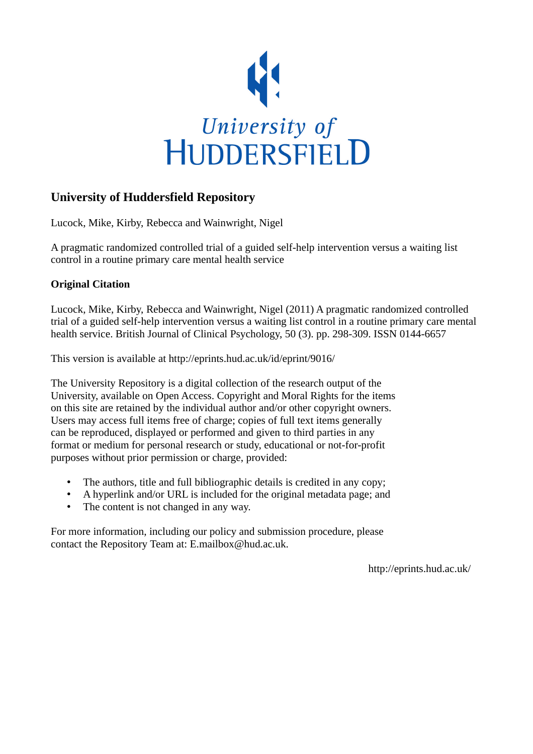University of
HUDDERSFIELD

## University of Huddersfield Repository

Lucock, Mike, Kirby, Rebecca and Wainwright, Nigel

A pragmatic randomized controlled trial of a guided self-help intervention versus a waiting list control in a routine primary care mental health service

### Original Citation

Lucock, Mike, Kirby, Rebecca and Wainwright, Nigel (2011) A pragmatic randomized controlled trial of a guided self-help intervention versus a waiting list control in a routine primary care mental health service. British Journal of Clinical Psychology, 50 (3). pp. 298-309. ISSN 0144-6657

This version is available at http://eprints.hud.ac.uk/id/eprint/9016/

The University Repository is a digital collection of the research output of the University, available on Open Access. Copyright and Moral Rights for the items on this site are retained by the individual author and/or other copyright owners. Users may access full items free of charge; copies of full text items generally can be reproduced, displayed or performed and given to third parties in any format or medium for personal research or study, educational or not-for-profit purposes without prior permission or charge, provided:

- The authors, title and full bibliographic details is credited in any copy;
- A hyperlink and/or URL is included for the original metadata page; and
- The content is not changed in any way.

For more information, including our policy and submission procedure, please contact the Repository Team at: E.mailbox@hud.ac.uk.

http://eprints.hud.ac.uk/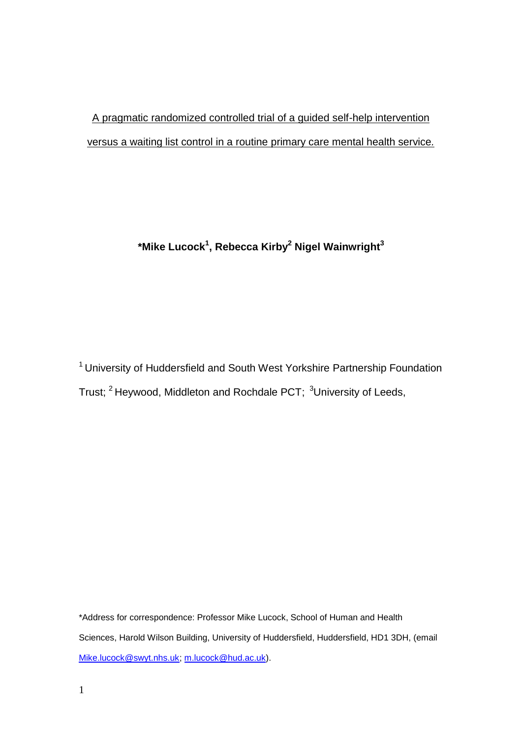A pragmatic randomized controlled trial of a guided self-help intervention versus a waiting list control in a routine primary care mental health service.

**\*Mike Lucock[1], Rebecca Kirby[2] Nigel Wainwright[3]**

[1] University of Huddersfield and South West Yorkshire Partnership Foundation Trust; [2] Heywood, Middleton and Rochdale PCT; [3]University of Leeds,

\*Address for correspondence: Professor Mike Lucock, School of Human and Health Sciences, Harold Wilson Building, University of Huddersfield, Huddersfield, HD1 3DH, (email Mike.lucock@swyt.nhs.uk; m.lucock@hud.ac.uk).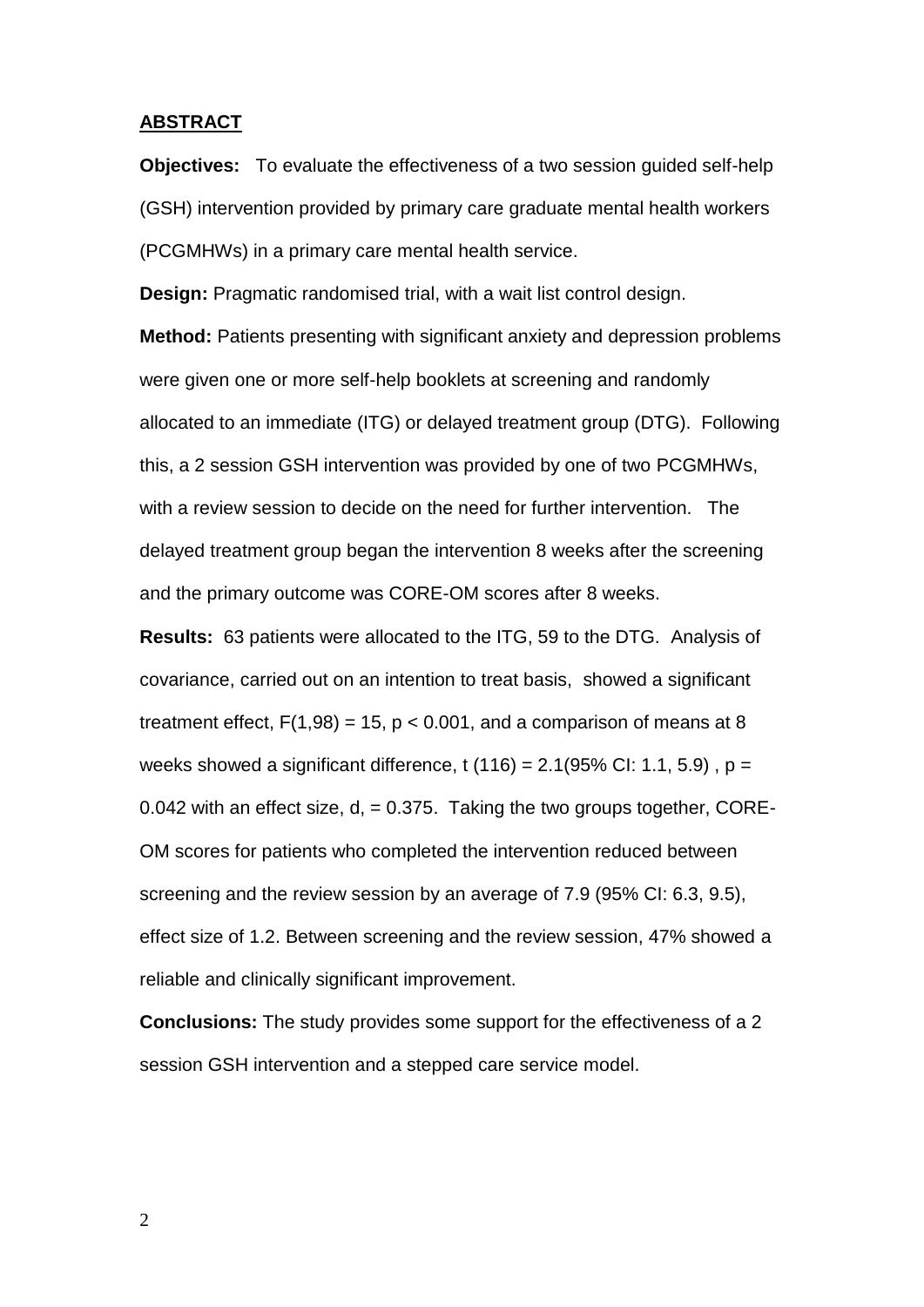## ABSTRACT

**Objectives:** To evaluate the effectiveness of a two session guided self-help (GSH) intervention provided by primary care graduate mental health workers (PCGMHWs) in a primary care mental health service.

**Design:** Pragmatic randomised trial, with a wait list control design.

**Method:** Patients presenting with significant anxiety and depression problems were given one or more self-help booklets at screening and randomly allocated to an immediate (ITG) or delayed treatment group (DTG). Following this, a 2 session GSH intervention was provided by one of two PCGMHWs, with a review session to decide on the need for further intervention. The delayed treatment group began the intervention 8 weeks after the screening and the primary outcome was CORE-OM scores after 8 weeks.

**Results:** 63 patients were allocated to the ITG, 59 to the DTG. Analysis of covariance, carried out on an intention to treat basis, showed a significant treatment effect, $F(1,98) = 15$, $p < 0.001$, and a comparison of means at 8 weeks showed a significant difference, $t(116) = 2.1$(95% CI: 1.1, 5.9), $p = 0.042$ with an effect size, $d = 0.375$. Taking the two groups together, CORE-OM scores for patients who completed the intervention reduced between screening and the review session by an average of 7.9 (95% CI: 6.3, 9.5), effect size of 1.2. Between screening and the review session, 47% showed a reliable and clinically significant improvement.

**Conclusions:** The study provides some support for the effectiveness of a 2 session GSH intervention and a stepped care service model.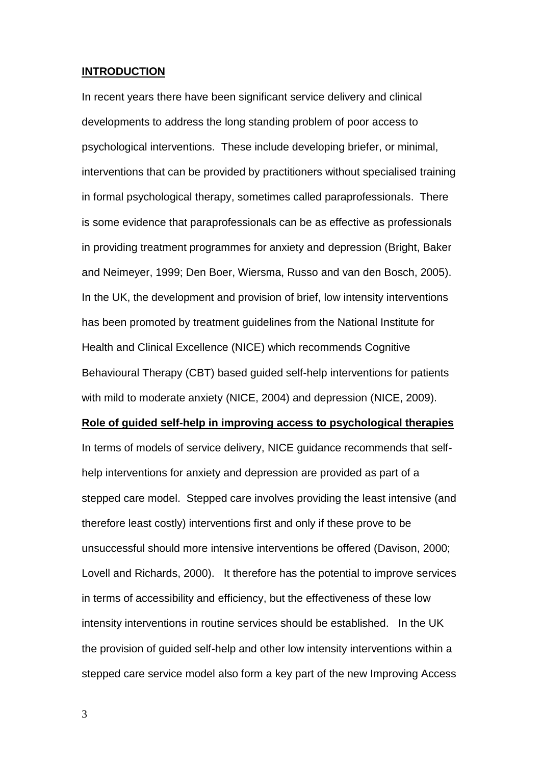## INTRODUCTION

In recent years there have been significant service delivery and clinical developments to address the long standing problem of poor access to psychological interventions. These include developing briefer, or minimal, interventions that can be provided by practitioners without specialised training in formal psychological therapy, sometimes called paraprofessionals. There is some evidence that paraprofessionals can be as effective as professionals in providing treatment programmes for anxiety and depression (Bright, Baker and Neimeyer, 1999; Den Boer, Wiersma, Russo and van den Bosch, 2005). In the UK, the development and provision of brief, low intensity interventions has been promoted by treatment guidelines from the National Institute for Health and Clinical Excellence (NICE) which recommends Cognitive Behavioural Therapy (CBT) based guided self-help interventions for patients with mild to moderate anxiety (NICE, 2004) and depression (NICE, 2009).

### Role of guided self-help in improving access to psychological therapies

In terms of models of service delivery, NICE guidance recommends that self-help interventions for anxiety and depression are provided as part of a stepped care model. Stepped care involves providing the least intensive (and therefore least costly) interventions first and only if these prove to be unsuccessful should more intensive interventions be offered (Davison, 2000; Lovell and Richards, 2000). It therefore has the potential to improve services in terms of accessibility and efficiency, but the effectiveness of these low intensity interventions in routine services should be established. In the UK the provision of guided self-help and other low intensity interventions within a stepped care service model also form a key part of the new Improving Access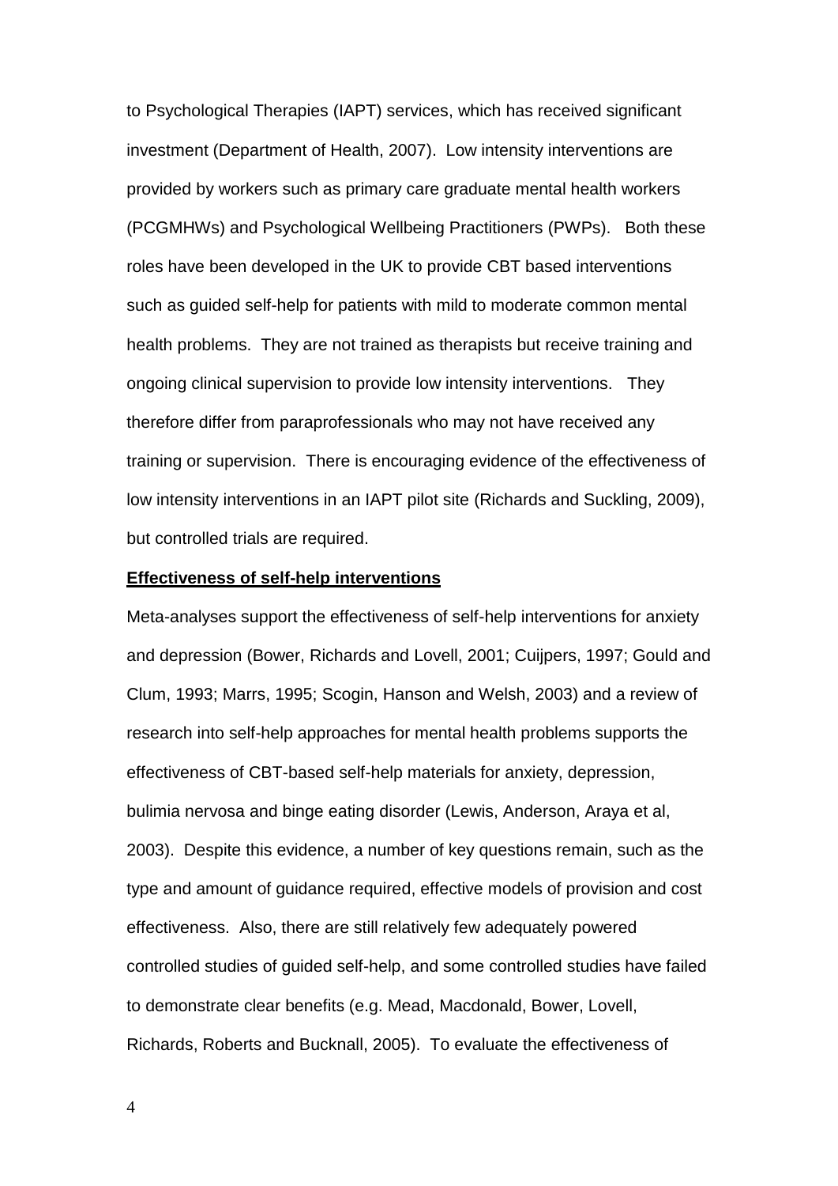to Psychological Therapies (IAPT) services, which has received significant investment (Department of Health, 2007). Low intensity interventions are provided by workers such as primary care graduate mental health workers (PCGMHWs) and Psychological Wellbeing Practitioners (PWPs). Both these roles have been developed in the UK to provide CBT based interventions such as guided self-help for patients with mild to moderate common mental health problems. They are not trained as therapists but receive training and ongoing clinical supervision to provide low intensity interventions. They therefore differ from paraprofessionals who may not have received any training or supervision. There is encouraging evidence of the effectiveness of low intensity interventions in an IAPT pilot site (Richards and Suckling, 2009), but controlled trials are required.

## Effectiveness of self-help interventions

Meta-analyses support the effectiveness of self-help interventions for anxiety and depression (Bower, Richards and Lovell, 2001; Cuijpers, 1997; Gould and Clum, 1993; Marrs, 1995; Scogin, Hanson and Welsh, 2003) and a review of research into self-help approaches for mental health problems supports the effectiveness of CBT-based self-help materials for anxiety, depression, bulimia nervosa and binge eating disorder (Lewis, Anderson, Araya et al, 2003). Despite this evidence, a number of key questions remain, such as the type and amount of guidance required, effective models of provision and cost effectiveness. Also, there are still relatively few adequately powered controlled studies of guided self-help, and some controlled studies have failed to demonstrate clear benefits (e.g. Mead, Macdonald, Bower, Lovell, Richards, Roberts and Bucknall, 2005). To evaluate the effectiveness of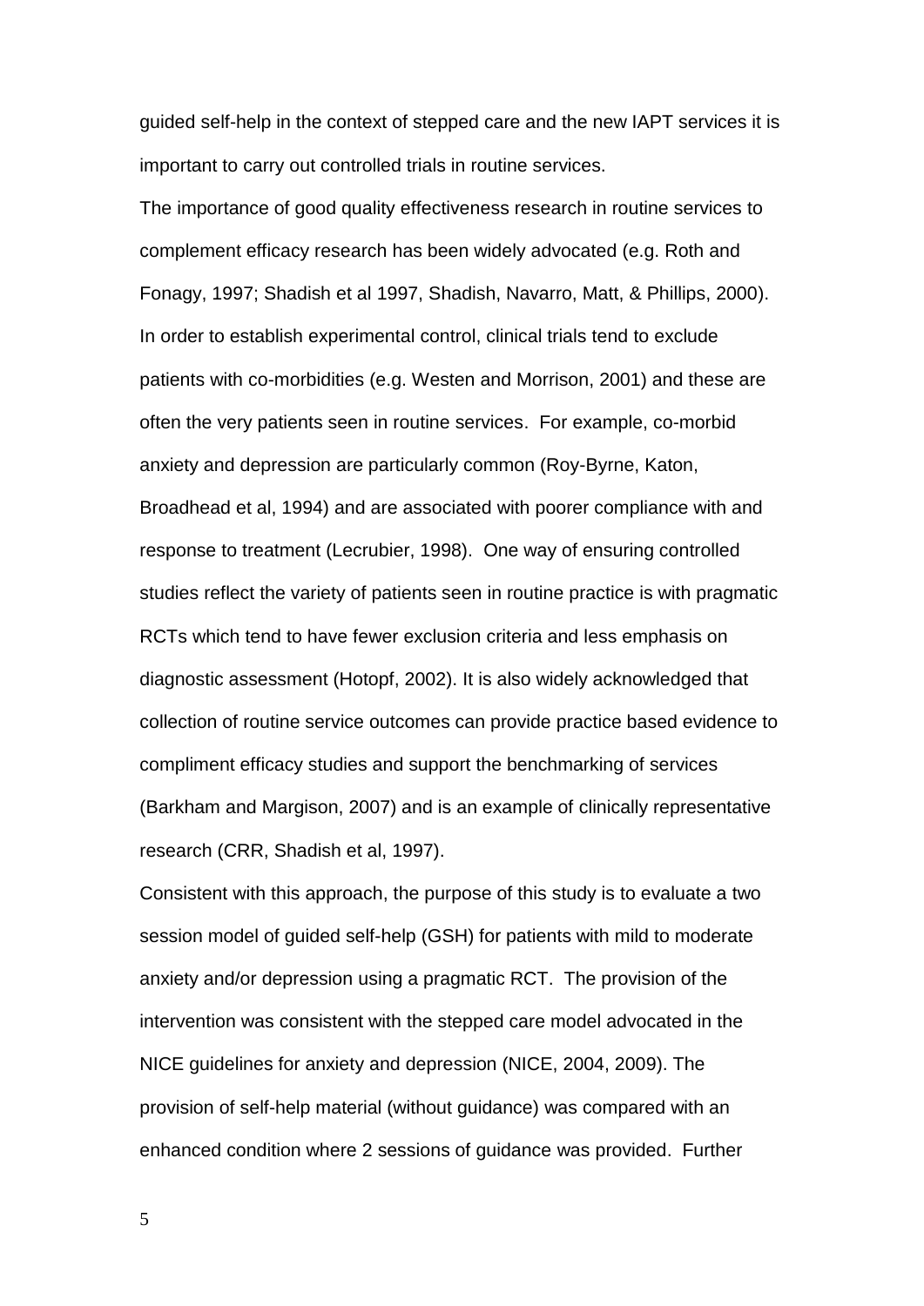guided self-help in the context of stepped care and the new IAPT services it is important to carry out controlled trials in routine services.

The importance of good quality effectiveness research in routine services to complement efficacy research has been widely advocated (e.g. Roth and Fonagy, 1997; Shadish et al 1997, Shadish, Navarro, Matt, & Phillips, 2000). In order to establish experimental control, clinical trials tend to exclude patients with co-morbidities (e.g. Westen and Morrison, 2001) and these are often the very patients seen in routine services. For example, co-morbid anxiety and depression are particularly common (Roy-Byrne, Katon, Broadhead et al, 1994) and are associated with poorer compliance with and response to treatment (Lecrubier, 1998). One way of ensuring controlled studies reflect the variety of patients seen in routine practice is with pragmatic RCTs which tend to have fewer exclusion criteria and less emphasis on diagnostic assessment (Hotopf, 2002). It is also widely acknowledged that collection of routine service outcomes can provide practice based evidence to compliment efficacy studies and support the benchmarking of services (Barkham and Margison, 2007) and is an example of clinically representative research (CRR, Shadish et al, 1997).

Consistent with this approach, the purpose of this study is to evaluate a two session model of guided self-help (GSH) for patients with mild to moderate anxiety and/or depression using a pragmatic RCT. The provision of the intervention was consistent with the stepped care model advocated in the NICE guidelines for anxiety and depression (NICE, 2004, 2009). The provision of self-help material (without guidance) was compared with an enhanced condition where 2 sessions of guidance was provided. Further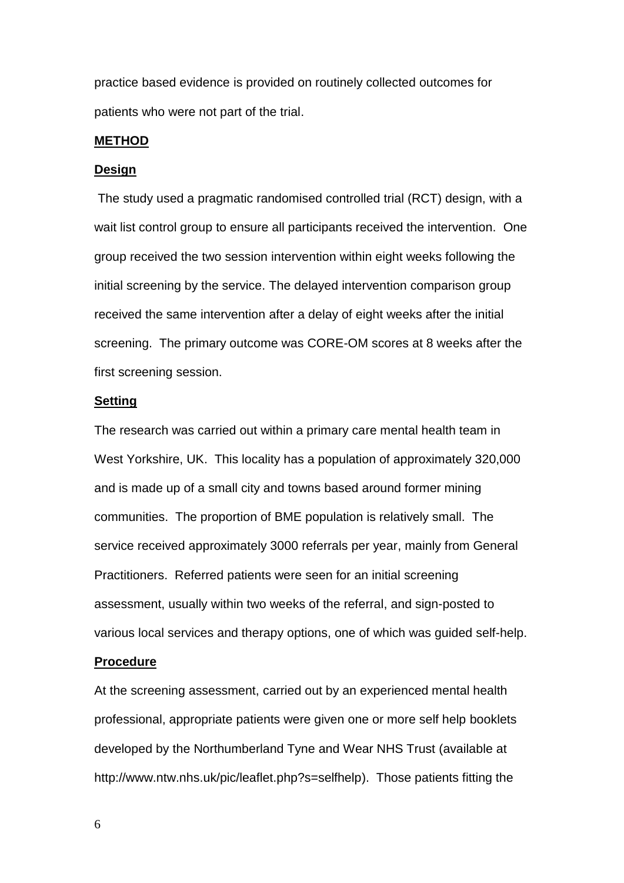practice based evidence is provided on routinely collected outcomes for patients who were not part of the trial.

## METHOD

### Design

The study used a pragmatic randomised controlled trial (RCT) design, with a wait list control group to ensure all participants received the intervention. One group received the two session intervention within eight weeks following the initial screening by the service. The delayed intervention comparison group received the same intervention after a delay of eight weeks after the initial screening. The primary outcome was CORE-OM scores at 8 weeks after the first screening session.

### Setting

The research was carried out within a primary care mental health team in West Yorkshire, UK. This locality has a population of approximately 320,000 and is made up of a small city and towns based around former mining communities. The proportion of BME population is relatively small. The service received approximately 3000 referrals per year, mainly from General Practitioners. Referred patients were seen for an initial screening assessment, usually within two weeks of the referral, and sign-posted to various local services and therapy options, one of which was guided self-help.

### Procedure

At the screening assessment, carried out by an experienced mental health professional, appropriate patients were given one or more self help booklets developed by the Northumberland Tyne and Wear NHS Trust (available at http://www.ntw.nhs.uk/pic/leaflet.php?s=selfhelp). Those patients fitting the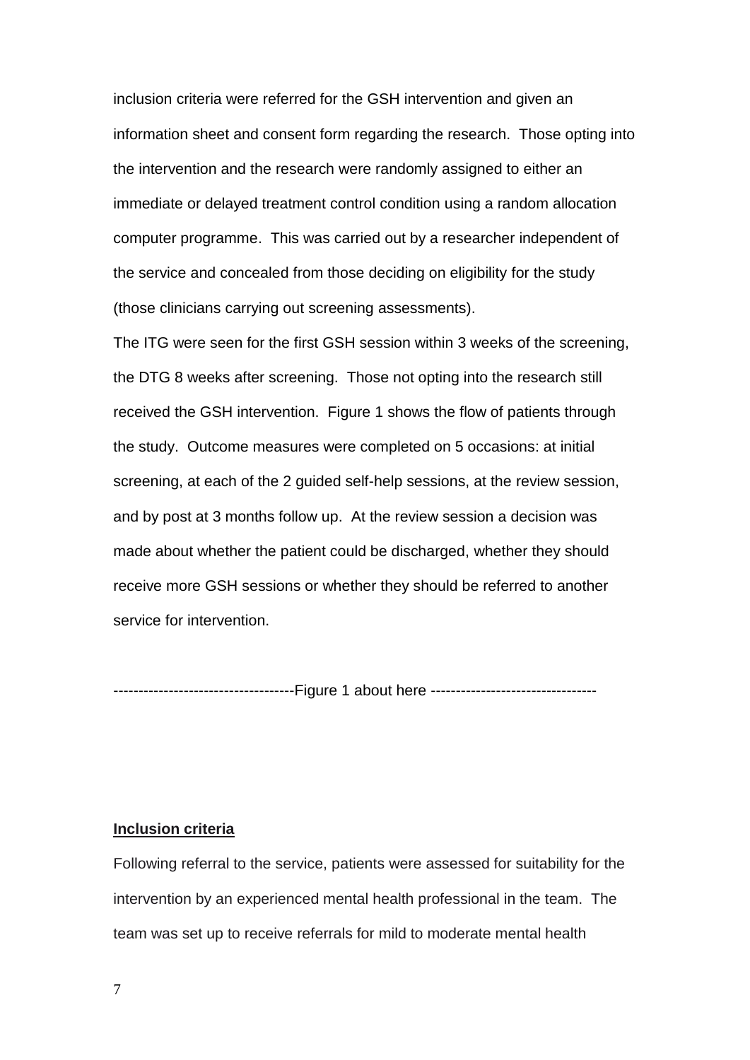inclusion criteria were referred for the GSH intervention and given an information sheet and consent form regarding the research. Those opting into the intervention and the research were randomly assigned to either an immediate or delayed treatment control condition using a random allocation computer programme. This was carried out by a researcher independent of the service and concealed from those deciding on eligibility for the study (those clinicians carrying out screening assessments).

The ITG were seen for the first GSH session within 3 weeks of the screening, the DTG 8 weeks after screening. Those not opting into the research still received the GSH intervention. Figure 1 shows the flow of patients through the study. Outcome measures were completed on 5 occasions: at initial screening, at each of the 2 guided self-help sessions, at the review session, and by post at 3 months follow up. At the review session a decision was made about whether the patient could be discharged, whether they should receive more GSH sessions or whether they should be referred to another service for intervention.

------------------------------------Figure 1 about here ---------------------------------

**Inclusion criteria**

Following referral to the service, patients were assessed for suitability for the intervention by an experienced mental health professional in the team. The team was set up to receive referrals for mild to moderate mental health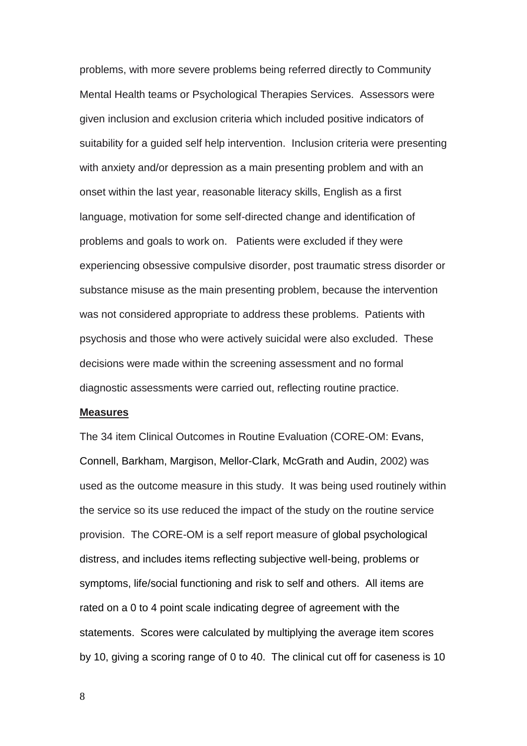problems, with more severe problems being referred directly to Community Mental Health teams or Psychological Therapies Services. Assessors were given inclusion and exclusion criteria which included positive indicators of suitability for a guided self help intervention. Inclusion criteria were presenting with anxiety and/or depression as a main presenting problem and with an onset within the last year, reasonable literacy skills, English as a first language, motivation for some self-directed change and identification of problems and goals to work on. Patients were excluded if they were experiencing obsessive compulsive disorder, post traumatic stress disorder or substance misuse as the main presenting problem, because the intervention was not considered appropriate to address these problems. Patients with psychosis and those who were actively suicidal were also excluded. These decisions were made within the screening assessment and no formal diagnostic assessments were carried out, reflecting routine practice.

**Measures**

The 34 item Clinical Outcomes in Routine Evaluation (CORE-OM: Evans, Connell, Barkham, Margison, Mellor-Clark, McGrath and Audin, 2002) was used as the outcome measure in this study. It was being used routinely within the service so its use reduced the impact of the study on the routine service provision. The CORE-OM is a self report measure of global psychological distress, and includes items reflecting subjective well-being, problems or symptoms, life/social functioning and risk to self and others. All items are rated on a 0 to 4 point scale indicating degree of agreement with the statements. Scores were calculated by multiplying the average item scores by 10, giving a scoring range of 0 to 40. The clinical cut off for caseness is 10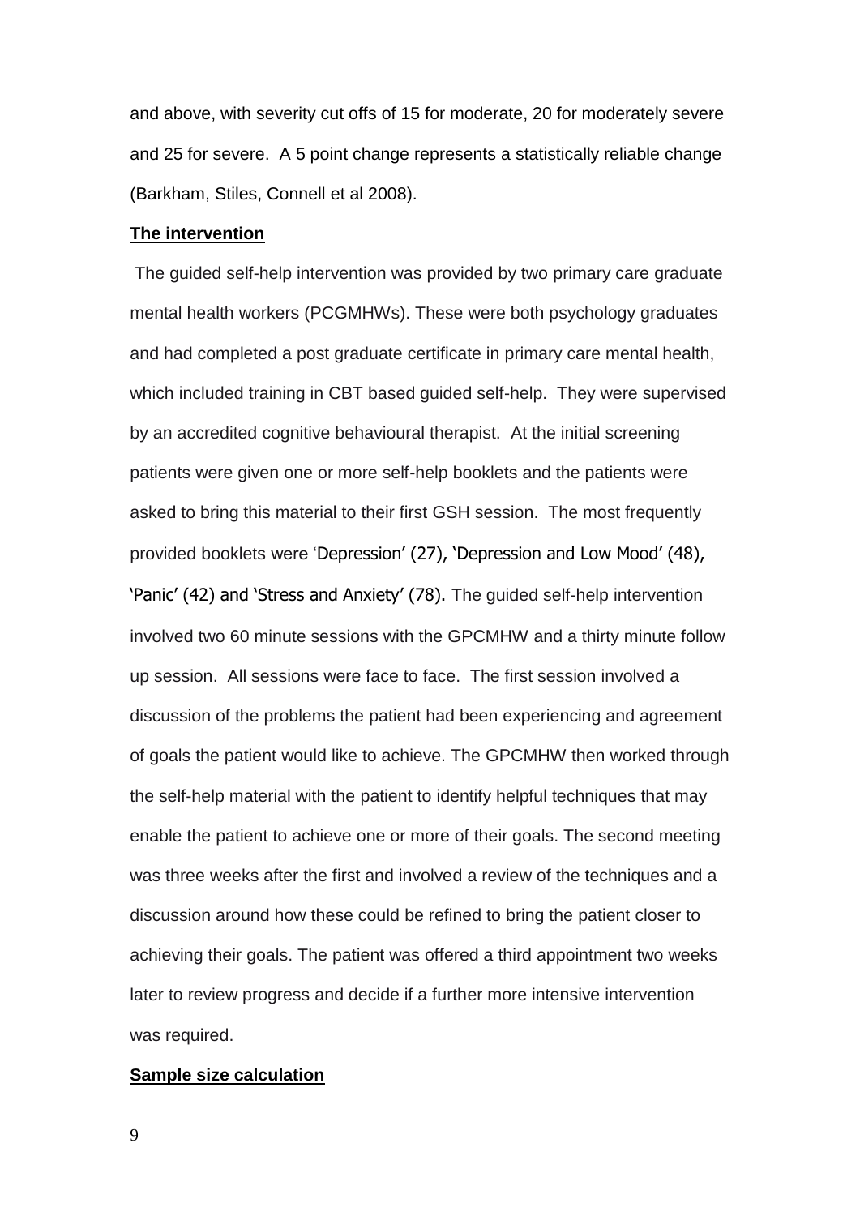and above, with severity cut offs of 15 for moderate, 20 for moderately severe and 25 for severe. A 5 point change represents a statistically reliable change (Barkham, Stiles, Connell et al 2008).

**The intervention**

The guided self-help intervention was provided by two primary care graduate mental health workers (PCGMHWs). These were both psychology graduates and had completed a post graduate certificate in primary care mental health, which included training in CBT based guided self-help. They were supervised by an accredited cognitive behavioural therapist. At the initial screening patients were given one or more self-help booklets and the patients were asked to bring this material to their first GSH session. The most frequently provided booklets were 'Depression' (27), 'Depression and Low Mood' (48), 'Panic' (42) and 'Stress and Anxiety' (78). The guided self-help intervention involved two 60 minute sessions with the GPCMHW and a thirty minute follow up session. All sessions were face to face. The first session involved a discussion of the problems the patient had been experiencing and agreement of goals the patient would like to achieve. The GPCMHW then worked through the self-help material with the patient to identify helpful techniques that may enable the patient to achieve one or more of their goals. The second meeting was three weeks after the first and involved a review of the techniques and a discussion around how these could be refined to bring the patient closer to achieving their goals. The patient was offered a third appointment two weeks later to review progress and decide if a further more intensive intervention was required.

**Sample size calculation**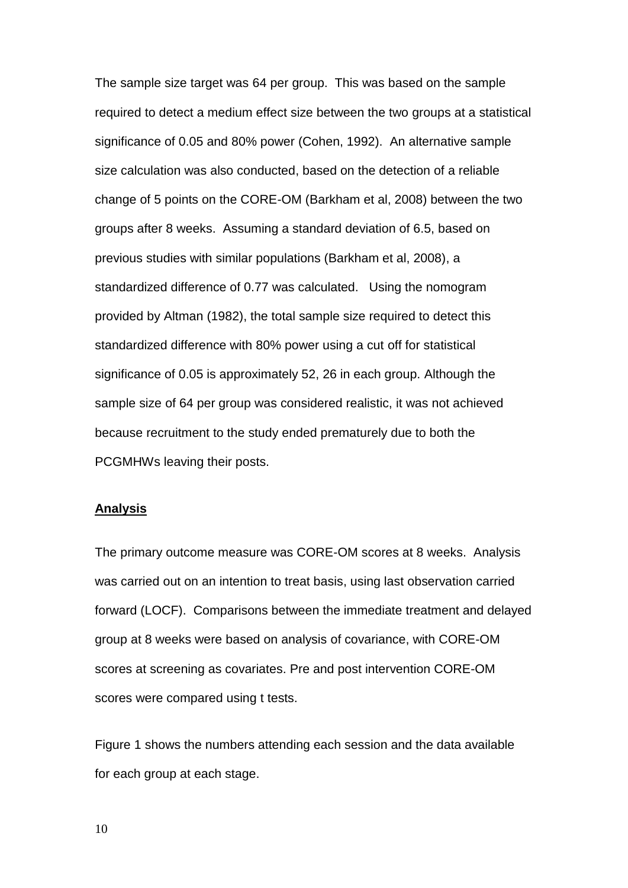The sample size target was 64 per group. This was based on the sample required to detect a medium effect size between the two groups at a statistical significance of 0.05 and 80% power (Cohen, 1992). An alternative sample size calculation was also conducted, based on the detection of a reliable change of 5 points on the CORE-OM (Barkham et al, 2008) between the two groups after 8 weeks. Assuming a standard deviation of 6.5, based on previous studies with similar populations (Barkham et al, 2008), a standardized difference of 0.77 was calculated. Using the nomogram provided by Altman (1982), the total sample size required to detect this standardized difference with 80% power using a cut off for statistical significance of 0.05 is approximately 52, 26 in each group. Although the sample size of 64 per group was considered realistic, it was not achieved because recruitment to the study ended prematurely due to both the PCGMHWs leaving their posts.

**Analysis**

The primary outcome measure was CORE-OM scores at 8 weeks. Analysis was carried out on an intention to treat basis, using last observation carried forward (LOCF). Comparisons between the immediate treatment and delayed group at 8 weeks were based on analysis of covariance, with CORE-OM scores at screening as covariates. Pre and post intervention CORE-OM scores were compared using t tests.

Figure 1 shows the numbers attending each session and the data available for each group at each stage.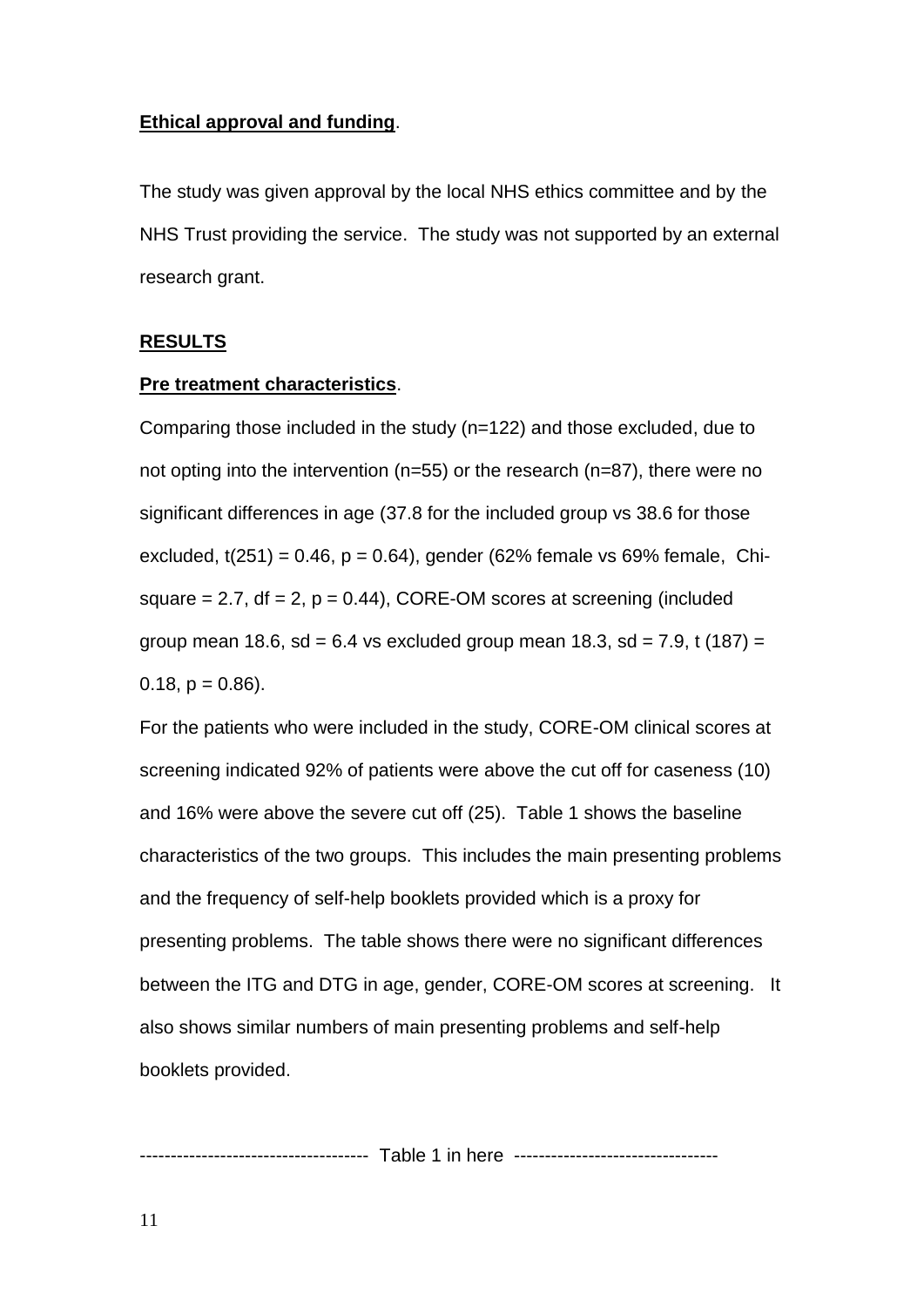**Ethical approval and funding**.

The study was given approval by the local NHS ethics committee and by the NHS Trust providing the service. The study was not supported by an external research grant.

**RESULTS**

**Pre treatment characteristics**.

Comparing those included in the study (n=122) and those excluded, due to not opting into the intervention (n=55) or the research (n=87), there were no significant differences in age (37.8 for the included group vs 38.6 for those excluded, $t(251) = 0.46$, $p = 0.64$), gender (62% female vs 69% female, Chi-square = 2.7, df = 2, $p = 0.44$), CORE-OM scores at screening (included group mean 18.6, sd = 6.4 vs excluded group mean 18.3, sd = 7.9, $t(187) = 0.18$, $p = 0.86$).

For the patients who were included in the study, CORE-OM clinical scores at screening indicated 92% of patients were above the cut off for caseness (10) and 16% were above the severe cut off (25). Table 1 shows the baseline characteristics of the two groups. This includes the main presenting problems and the frequency of self-help booklets provided which is a proxy for presenting problems. The table shows there were no significant differences between the ITG and DTG in age, gender, CORE-OM scores at screening. It also shows similar numbers of main presenting problems and self-help booklets provided.

------------------------------------ Table 1 in here --------------------------------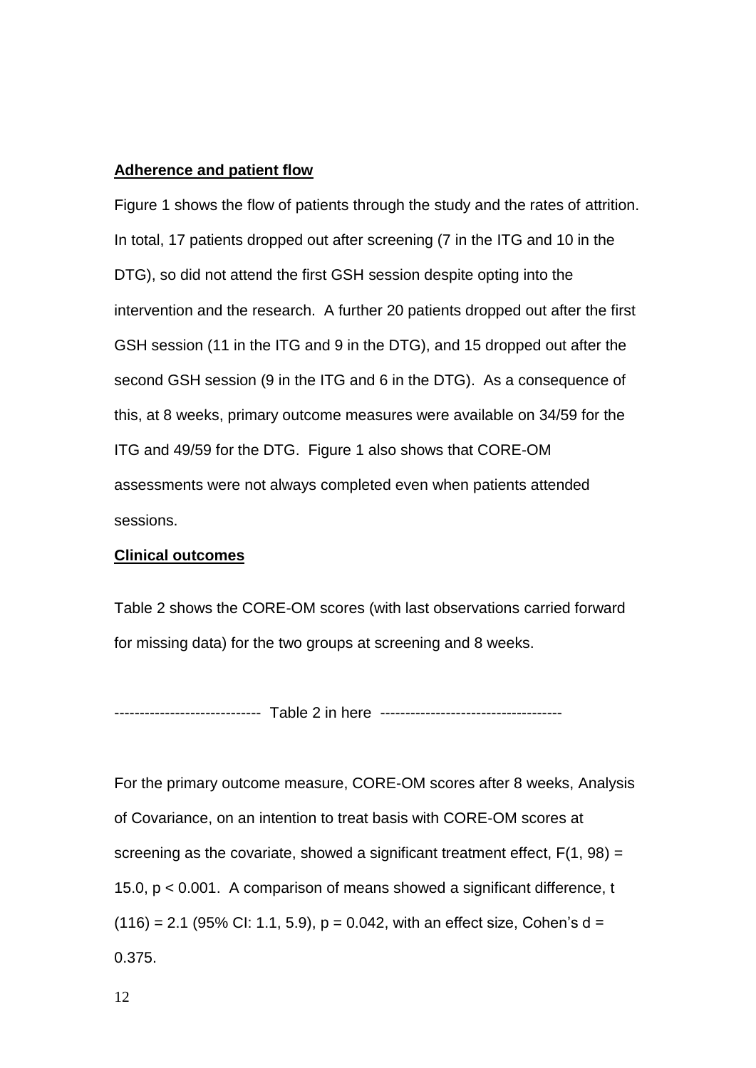**Adherence and patient flow**

Figure 1 shows the flow of patients through the study and the rates of attrition. In total, 17 patients dropped out after screening (7 in the ITG and 10 in the DTG), so did not attend the first GSH session despite opting into the intervention and the research. A further 20 patients dropped out after the first GSH session (11 in the ITG and 9 in the DTG), and 15 dropped out after the second GSH session (9 in the ITG and 6 in the DTG). As a consequence of this, at 8 weeks, primary outcome measures were available on 34/59 for the ITG and 49/59 for the DTG. Figure 1 also shows that CORE-OM assessments were not always completed even when patients attended sessions.

**Clinical outcomes**

Table 2 shows the CORE-OM scores (with last observations carried forward for missing data) for the two groups at screening and 8 weeks.

---------------------------- Table 2 in here -----------------------------------

For the primary outcome measure, CORE-OM scores after 8 weeks, Analysis of Covariance, on an intention to treat basis with CORE-OM scores at screening as the covariate, showed a significant treatment effect, $F(1, 98) = 15.0$, $p < 0.001$. A comparison of means showed a significant difference, $t(116) = 2.1$ (95% CI: 1.1, 5.9), $p = 0.042$, with an effect size, Cohen's $d = 0.375$.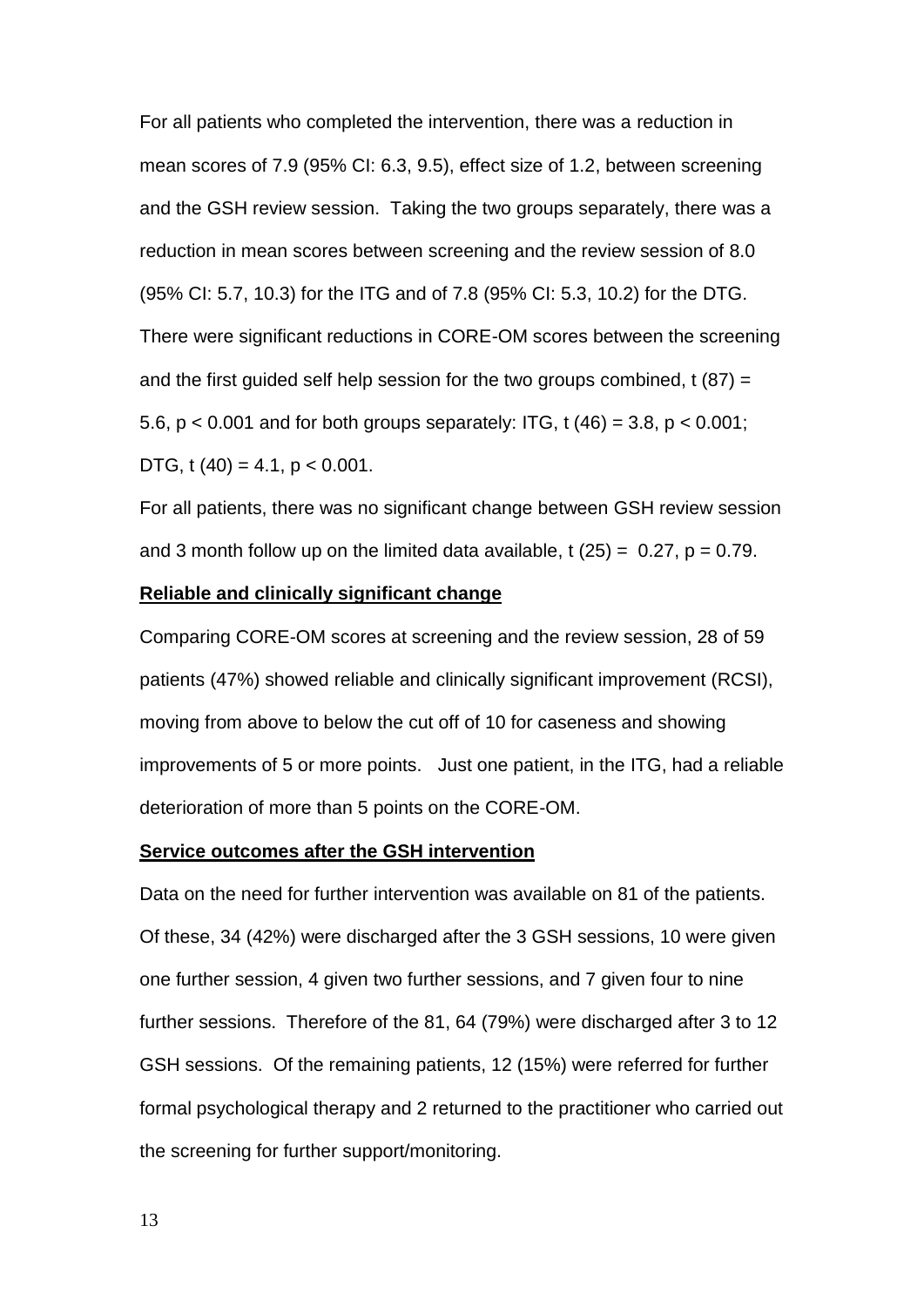For all patients who completed the intervention, there was a reduction in mean scores of 7.9 (95% CI: 6.3, 9.5), effect size of 1.2, between screening and the GSH review session. Taking the two groups separately, there was a reduction in mean scores between screening and the review session of 8.0 (95% CI: 5.7, 10.3) for the ITG and of 7.8 (95% CI: 5.3, 10.2) for the DTG. There were significant reductions in CORE-OM scores between the screening and the first guided self help session for the two groups combined, $t(87) = 5.6$, $p < 0.001$ and for both groups separately: ITG, $t(46) = 3.8$, $p < 0.001$; DTG, $t(40) = 4.1$, $p < 0.001$.

For all patients, there was no significant change between GSH review session and 3 month follow up on the limited data available, $t(25) = 0.27$, $p = 0.79$.

**Reliable and clinically significant change**

Comparing CORE-OM scores at screening and the review session, 28 of 59 patients (47%) showed reliable and clinically significant improvement (RCSI), moving from above to below the cut off of 10 for caseness and showing improvements of 5 or more points. Just one patient, in the ITG, had a reliable deterioration of more than 5 points on the CORE-OM.

**Service outcomes after the GSH intervention**

Data on the need for further intervention was available on 81 of the patients. Of these, 34 (42%) were discharged after the 3 GSH sessions, 10 were given one further session, 4 given two further sessions, and 7 given four to nine further sessions. Therefore of the 81, 64 (79%) were discharged after 3 to 12 GSH sessions. Of the remaining patients, 12 (15%) were referred for further formal psychological therapy and 2 returned to the practitioner who carried out the screening for further support/monitoring.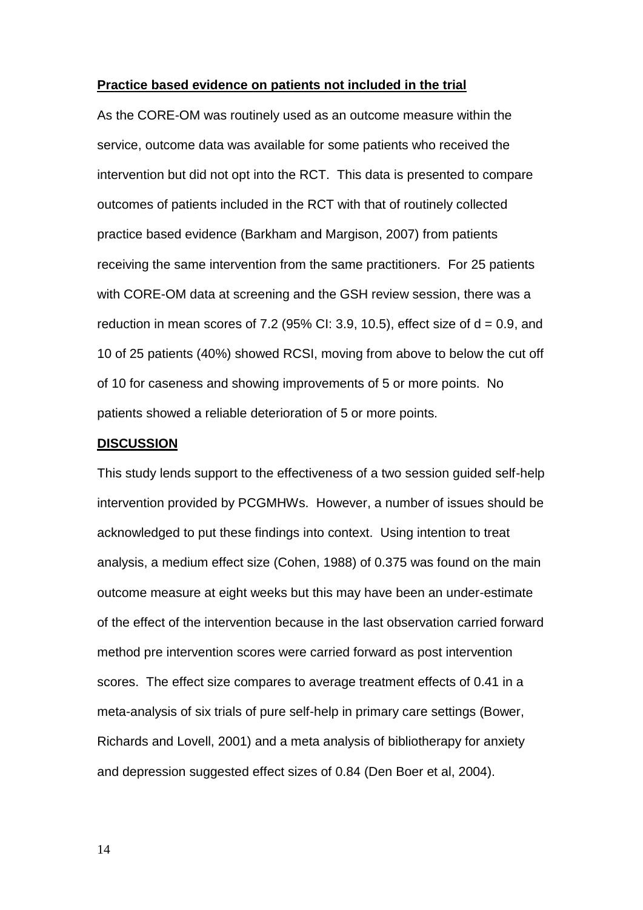**Practice based evidence on patients not included in the trial**

As the CORE-OM was routinely used as an outcome measure within the service, outcome data was available for some patients who received the intervention but did not opt into the RCT. This data is presented to compare outcomes of patients included in the RCT with that of routinely collected practice based evidence (Barkham and Margison, 2007) from patients receiving the same intervention from the same practitioners. For 25 patients with CORE-OM data at screening and the GSH review session, there was a reduction in mean scores of 7.2 (95% CI: 3.9, 10.5), effect size of $d = 0.9$, and 10 of 25 patients (40%) showed RCSI, moving from above to below the cut off of 10 for caseness and showing improvements of 5 or more points. No patients showed a reliable deterioration of 5 or more points.

**DISCUSSION**

This study lends support to the effectiveness of a two session guided self-help intervention provided by PCGMHWs. However, a number of issues should be acknowledged to put these findings into context. Using intention to treat analysis, a medium effect size (Cohen, 1988) of 0.375 was found on the main outcome measure at eight weeks but this may have been an under-estimate of the effect of the intervention because in the last observation carried forward method pre intervention scores were carried forward as post intervention scores. The effect size compares to average treatment effects of 0.41 in a meta-analysis of six trials of pure self-help in primary care settings (Bower, Richards and Lovell, 2001) and a meta analysis of bibliotherapy for anxiety and depression suggested effect sizes of 0.84 (Den Boer et al, 2004).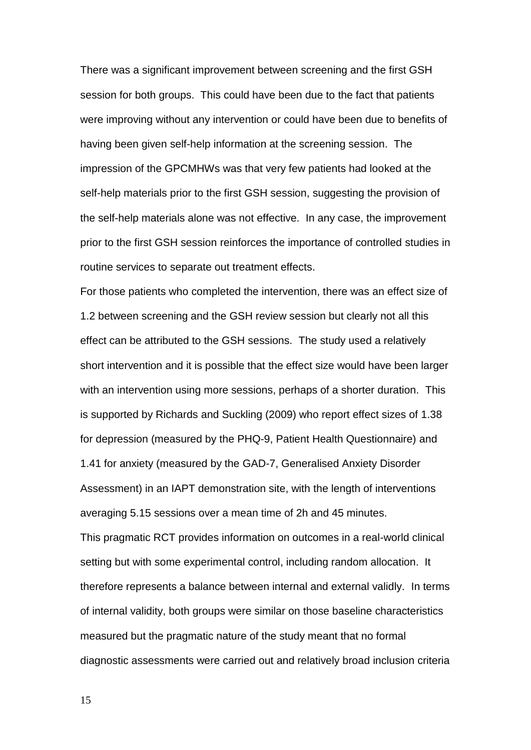There was a significant improvement between screening and the first GSH session for both groups. This could have been due to the fact that patients were improving without any intervention or could have been due to benefits of having been given self-help information at the screening session. The impression of the GPCMHWs was that very few patients had looked at the self-help materials prior to the first GSH session, suggesting the provision of the self-help materials alone was not effective. In any case, the improvement prior to the first GSH session reinforces the importance of controlled studies in routine services to separate out treatment effects.

For those patients who completed the intervention, there was an effect size of 1.2 between screening and the GSH review session but clearly not all this effect can be attributed to the GSH sessions. The study used a relatively short intervention and it is possible that the effect size would have been larger with an intervention using more sessions, perhaps of a shorter duration. This is supported by Richards and Suckling (2009) who report effect sizes of 1.38 for depression (measured by the PHQ-9, Patient Health Questionnaire) and 1.41 for anxiety (measured by the GAD-7, Generalised Anxiety Disorder Assessment) in an IAPT demonstration site, with the length of interventions averaging 5.15 sessions over a mean time of 2h and 45 minutes.

This pragmatic RCT provides information on outcomes in a real-world clinical setting but with some experimental control, including random allocation. It therefore represents a balance between internal and external validly. In terms of internal validity, both groups were similar on those baseline characteristics measured but the pragmatic nature of the study meant that no formal diagnostic assessments were carried out and relatively broad inclusion criteria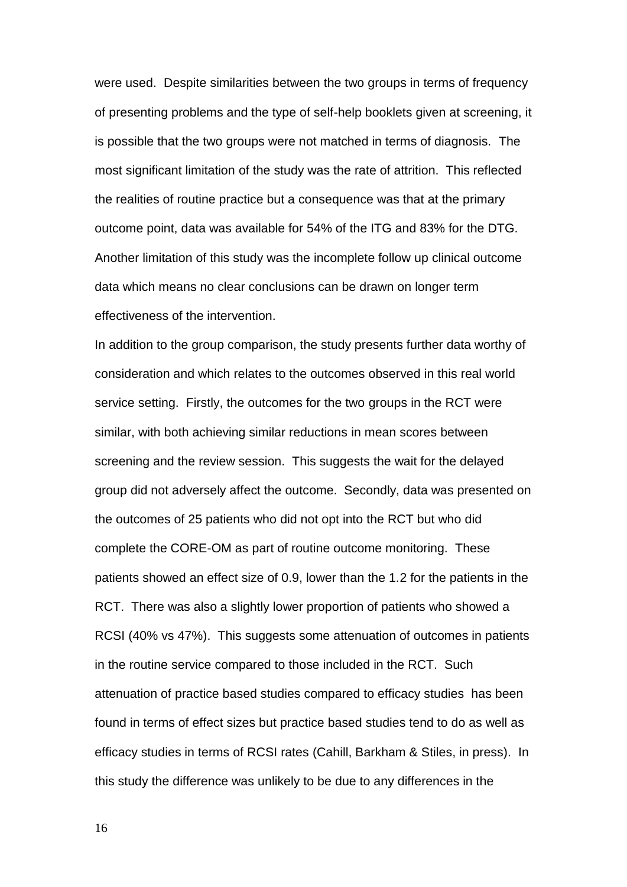were used. Despite similarities between the two groups in terms of frequency of presenting problems and the type of self-help booklets given at screening, it is possible that the two groups were not matched in terms of diagnosis. The most significant limitation of the study was the rate of attrition. This reflected the realities of routine practice but a consequence was that at the primary outcome point, data was available for 54% of the ITG and 83% for the DTG. Another limitation of this study was the incomplete follow up clinical outcome data which means no clear conclusions can be drawn on longer term effectiveness of the intervention.

In addition to the group comparison, the study presents further data worthy of consideration and which relates to the outcomes observed in this real world service setting. Firstly, the outcomes for the two groups in the RCT were similar, with both achieving similar reductions in mean scores between screening and the review session. This suggests the wait for the delayed group did not adversely affect the outcome. Secondly, data was presented on the outcomes of 25 patients who did not opt into the RCT but who did complete the CORE-OM as part of routine outcome monitoring. These patients showed an effect size of 0.9, lower than the 1.2 for the patients in the RCT. There was also a slightly lower proportion of patients who showed a RCSI (40% vs 47%). This suggests some attenuation of outcomes in patients in the routine service compared to those included in the RCT. Such attenuation of practice based studies compared to efficacy studies has been found in terms of effect sizes but practice based studies tend to do as well as efficacy studies in terms of RCSI rates (Cahill, Barkham & Stiles, in press). In this study the difference was unlikely to be due to any differences in the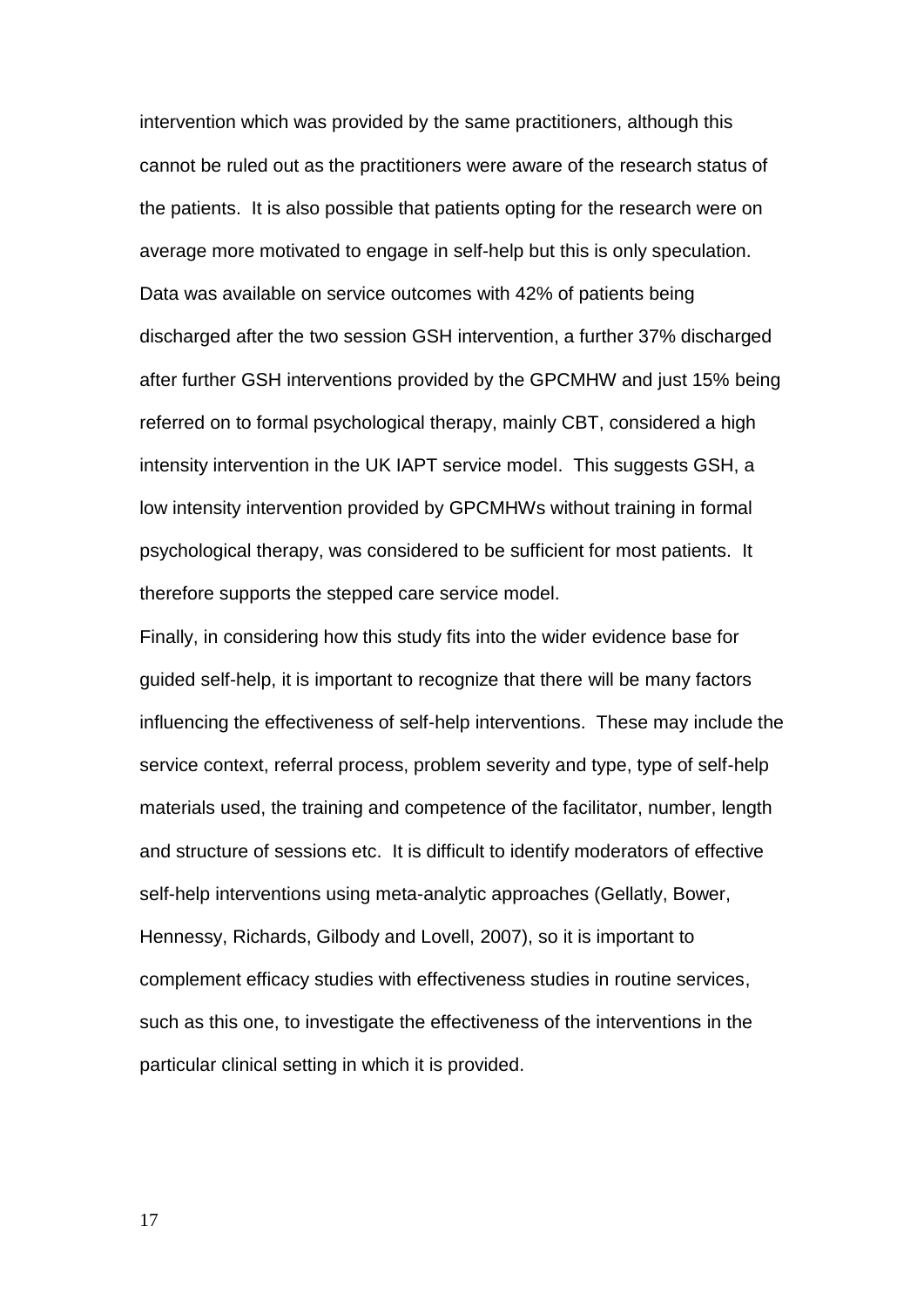intervention which was provided by the same practitioners, although this cannot be ruled out as the practitioners were aware of the research status of the patients. It is also possible that patients opting for the research were on average more motivated to engage in self-help but this is only speculation. Data was available on service outcomes with 42% of patients being discharged after the two session GSH intervention, a further 37% discharged after further GSH interventions provided by the GPCMHW and just 15% being referred on to formal psychological therapy, mainly CBT, considered a high intensity intervention in the UK IAPT service model. This suggests GSH, a low intensity intervention provided by GPCMHWs without training in formal psychological therapy, was considered to be sufficient for most patients. It therefore supports the stepped care service model.

Finally, in considering how this study fits into the wider evidence base for guided self-help, it is important to recognize that there will be many factors influencing the effectiveness of self-help interventions. These may include the service context, referral process, problem severity and type, type of self-help materials used, the training and competence of the facilitator, number, length and structure of sessions etc. It is difficult to identify moderators of effective self-help interventions using meta-analytic approaches (Gellatly, Bower, Hennessy, Richards, Gilbody and Lovell, 2007), so it is important to complement efficacy studies with effectiveness studies in routine services, such as this one, to investigate the effectiveness of the interventions in the particular clinical setting in which it is provided.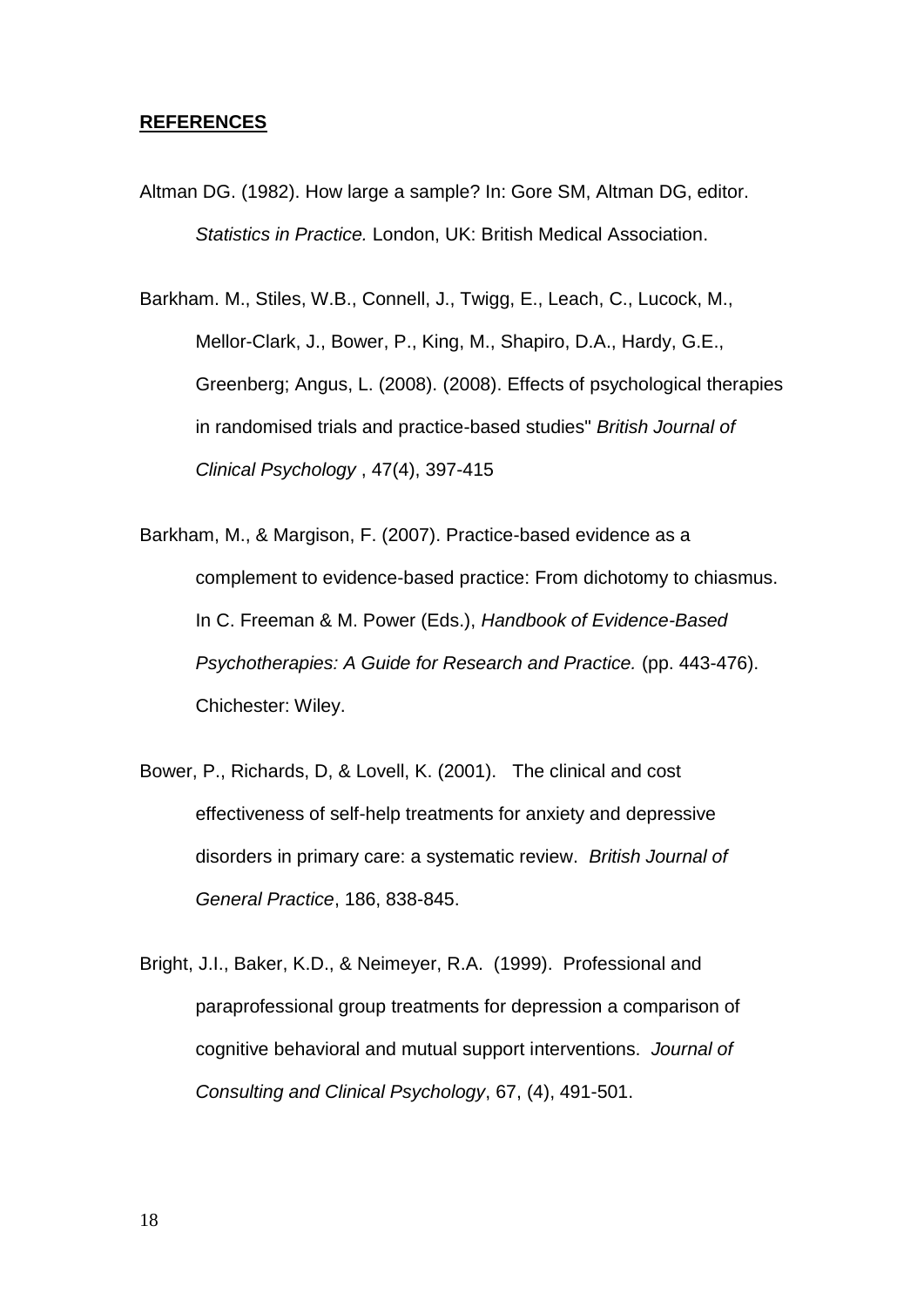**REFERENCES**

Altman DG. (1982). How large a sample? In: Gore SM, Altman DG, editor. *Statistics in Practice.* London, UK: British Medical Association.

Barkham. M., Stiles, W.B., Connell, J., Twigg, E., Leach, C., Lucock, M., Mellor-Clark, J., Bower, P., King, M., Shapiro, D.A., Hardy, G.E., Greenberg; Angus, L. (2008). (2008). Effects of psychological therapies in randomised trials and practice-based studies" *British Journal of Clinical Psychology* , 47(4), 397-415

Barkham, M., & Margison, F. (2007). Practice-based evidence as a complement to evidence-based practice: From dichotomy to chiasmus. In C. Freeman & M. Power (Eds.), *Handbook of Evidence-Based Psychotherapies: A Guide for Research and Practice.* (pp. 443-476). Chichester: Wiley.

Bower, P., Richards, D, & Lovell, K. (2001). The clinical and cost effectiveness of self-help treatments for anxiety and depressive disorders in primary care: a systematic review. *British Journal of General Practice*, 186, 838-845.

Bright, J.I., Baker, K.D., & Neimeyer, R.A. (1999). Professional and paraprofessional group treatments for depression a comparison of cognitive behavioral and mutual support interventions. *Journal of Consulting and Clinical Psychology*, 67, (4), 491-501.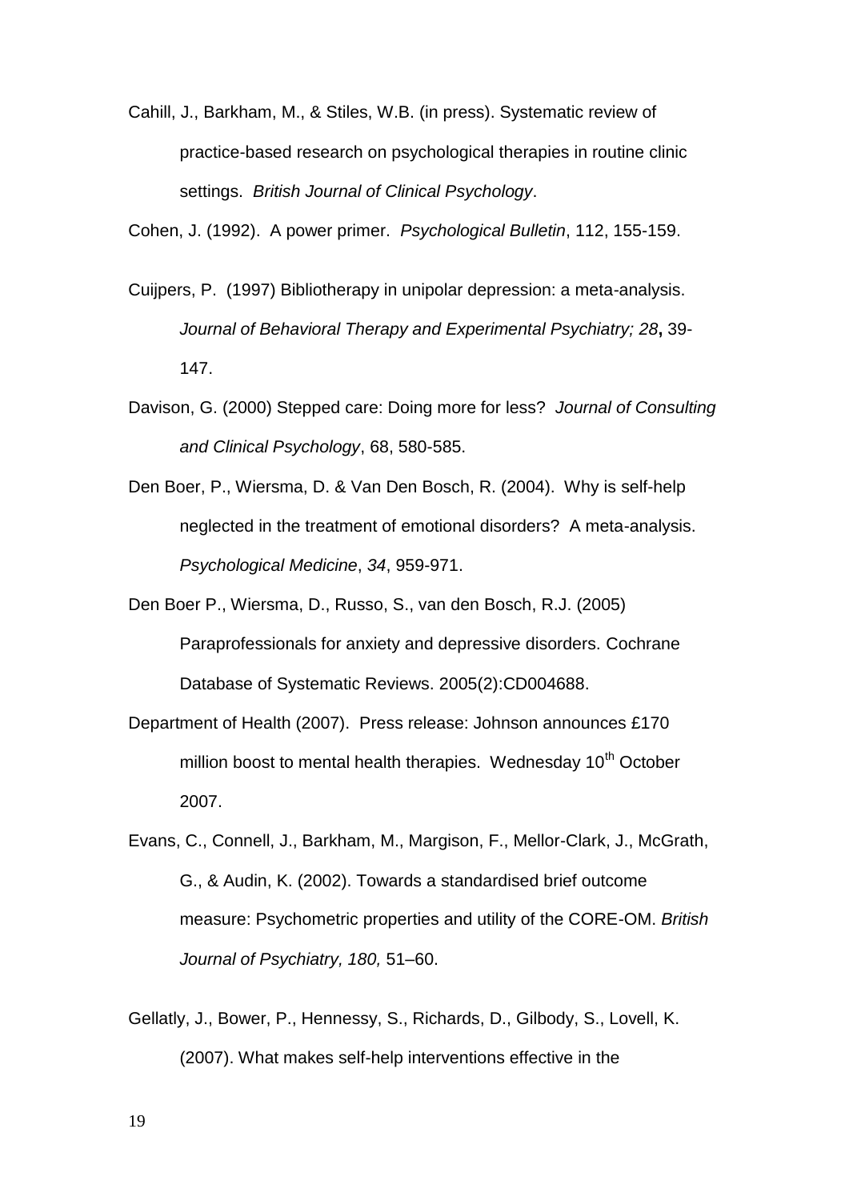Cahill, J., Barkham, M., & Stiles, W.B. (in press). Systematic review of practice-based research on psychological therapies in routine clinic settings. *British Journal of Clinical Psychology*.

Cohen, J. (1992). A power primer. *Psychological Bulletin*, 112, 155-159.

Cuijpers, P. (1997) Bibliotherapy in unipolar depression: a meta-analysis. *Journal of Behavioral Therapy and Experimental Psychiatry; 28***,** 39-147.

Davison, G. (2000) Stepped care: Doing more for less? *Journal of Consulting and Clinical Psychology*, 68, 580-585.

Den Boer, P., Wiersma, D. & Van Den Bosch, R. (2004). Why is self-help neglected in the treatment of emotional disorders? A meta-analysis. *Psychological Medicine*, *34*, 959-971.

Den Boer P., Wiersma, D., Russo, S., van den Bosch, R.J. (2005) Paraprofessionals for anxiety and depressive disorders. Cochrane Database of Systematic Reviews. 2005(2):CD004688.

Department of Health (2007). Press release: Johnson announces £170 million boost to mental health therapies. Wednesday 10th October 2007.

Evans, C., Connell, J., Barkham, M., Margison, F., Mellor-Clark, J., McGrath, G., & Audin, K. (2002). Towards a standardised brief outcome measure: Psychometric properties and utility of the CORE-OM. *British Journal of Psychiatry, 180,* 51–60.

Gellatly, J., Bower, P., Hennessy, S., Richards, D., Gilbody, S., Lovell, K. (2007). What makes self-help interventions effective in the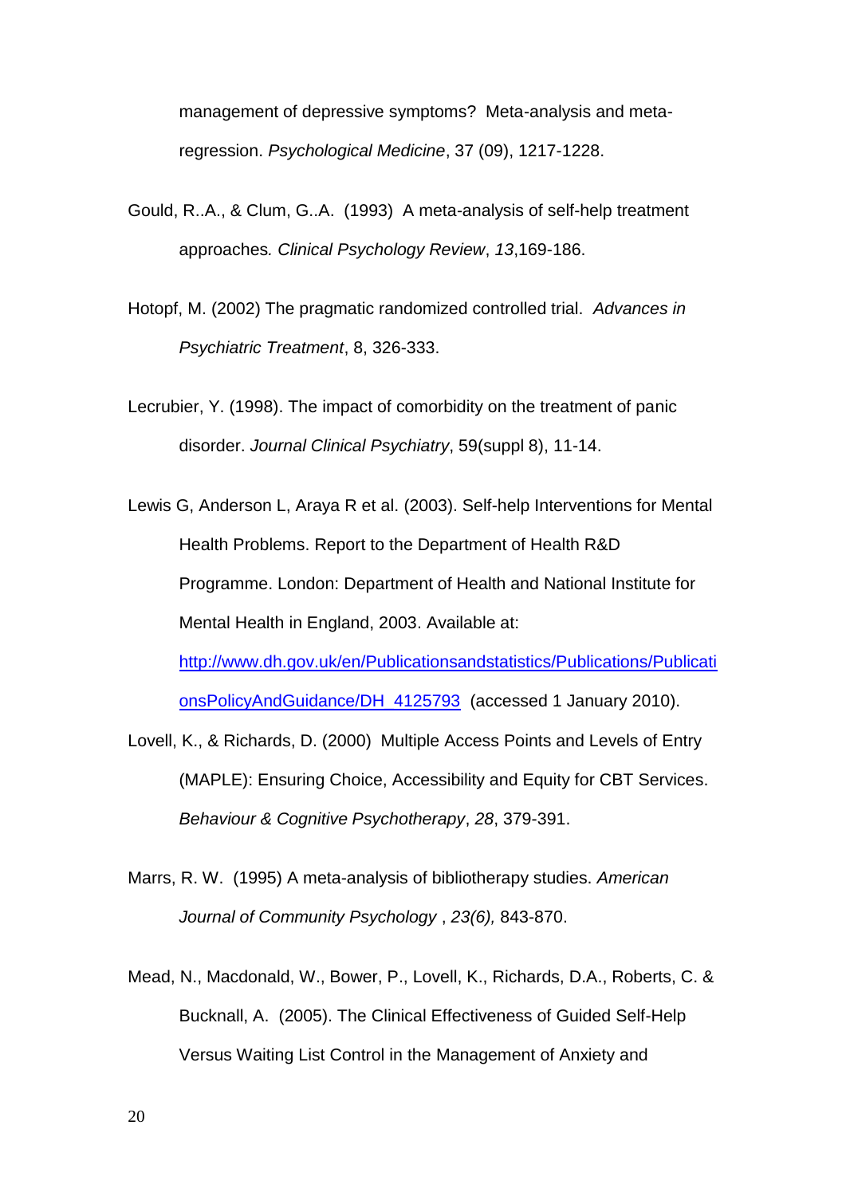management of depressive symptoms? Meta-analysis and meta-regression. *Psychological Medicine*, 37 (09), 1217-1228.

Gould, R..A., & Clum, G..A. (1993) A meta-analysis of self-help treatment approaches*. Clinical Psychology Review*, *13*,169-186.

Hotopf, M. (2002) The pragmatic randomized controlled trial. *Advances in Psychiatric Treatment*, 8, 326-333.

Lecrubier, Y. (1998). The impact of comorbidity on the treatment of panic disorder. *Journal Clinical Psychiatry*, 59(suppl 8), 11-14.

Lewis G, Anderson L, Araya R et al. (2003). Self-help Interventions for Mental Health Problems. Report to the Department of Health R&D Programme. London: Department of Health and National Institute for Mental Health in England, 2003. Available at: http://www.dh.gov.uk/en/Publicationsandstatistics/Publications/PublicationsPolicyAndGuidance/DH_4125793 (accessed 1 January 2010).

Lovell, K., & Richards, D. (2000) Multiple Access Points and Levels of Entry (MAPLE): Ensuring Choice, Accessibility and Equity for CBT Services. *Behaviour & Cognitive Psychotherapy*, *28*, 379-391.

Marrs, R. W. (1995) A meta-analysis of bibliotherapy studies. *American Journal of Community Psychology* , *23(6),* 843-870.

Mead, N., Macdonald, W., Bower, P., Lovell, K., Richards, D.A., Roberts, C. & Bucknall, A. (2005). The Clinical Effectiveness of Guided Self-Help Versus Waiting List Control in the Management of Anxiety and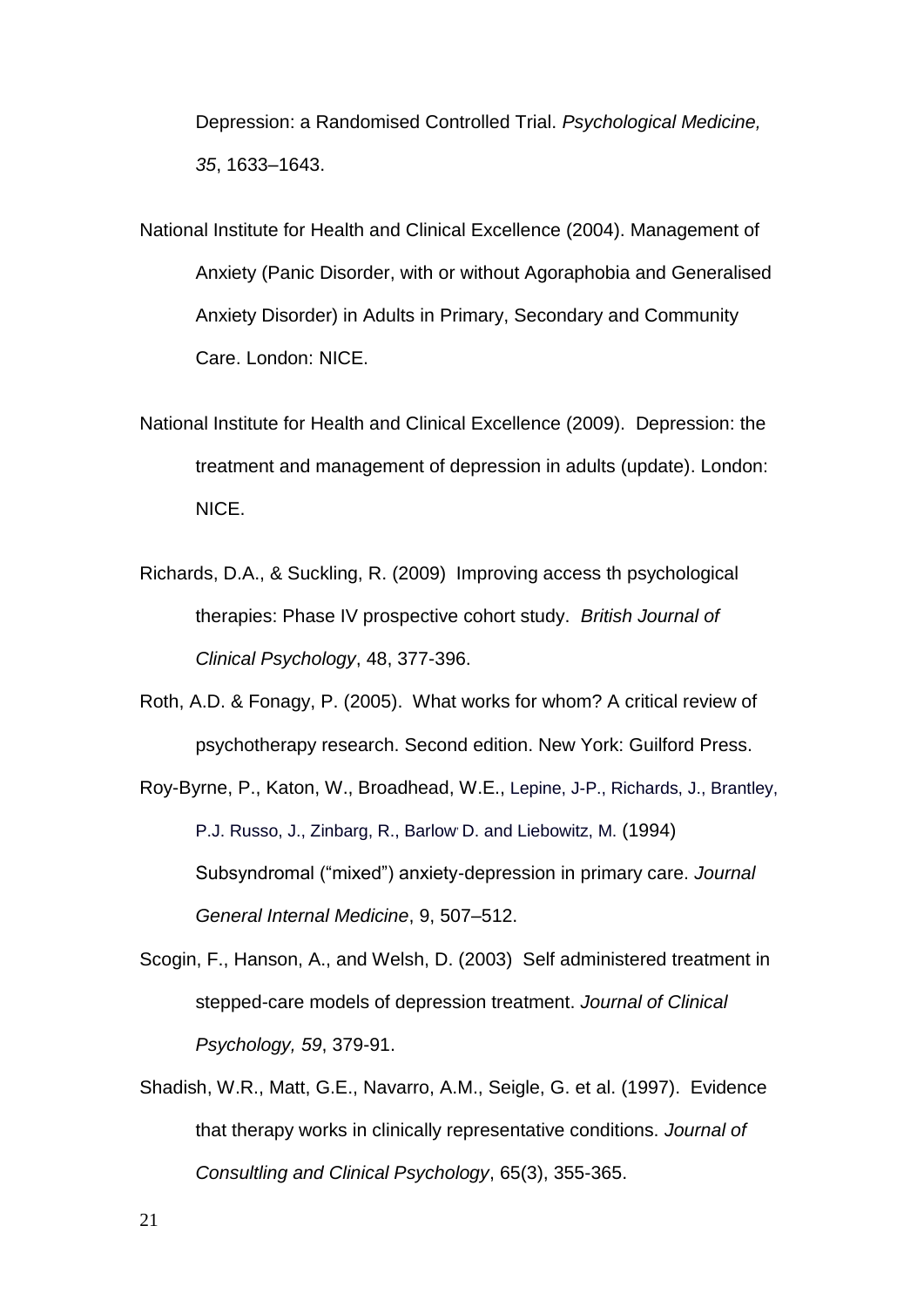Depression: a Randomised Controlled Trial. *Psychological Medicine, 35*, 1633–1643.

National Institute for Health and Clinical Excellence (2004). Management of Anxiety (Panic Disorder, with or without Agoraphobia and Generalised Anxiety Disorder) in Adults in Primary, Secondary and Community Care. London: NICE.

National Institute for Health and Clinical Excellence (2009). Depression: the treatment and management of depression in adults (update). London: NICE.

Richards, D.A., & Suckling, R. (2009) Improving access th psychological therapies: Phase IV prospective cohort study. *British Journal of Clinical Psychology*, 48, 377-396.

Roth, A.D. & Fonagy, P. (2005). What works for whom? A critical review of psychotherapy research. Second edition. New York: Guilford Press.

Roy-Byrne, P., Katon, W., Broadhead, W.E., Lepine, J-P., Richards, J., Brantley, P.J. Russo, J., Zinbarg, R., Barlow, D. and Liebowitz, M. (1994) Subsyndromal ("mixed") anxiety-depression in primary care. *Journal General Internal Medicine*, 9, 507–512.

Scogin, F., Hanson, A., and Welsh, D. (2003) Self administered treatment in stepped-care models of depression treatment. *Journal of Clinical Psychology, 59*, 379-91.

Shadish, W.R., Matt, G.E., Navarro, A.M., Seigle, G. et al. (1997). Evidence that therapy works in clinically representative conditions. *Journal of Consultling and Clinical Psychology*, 65(3), 355-365.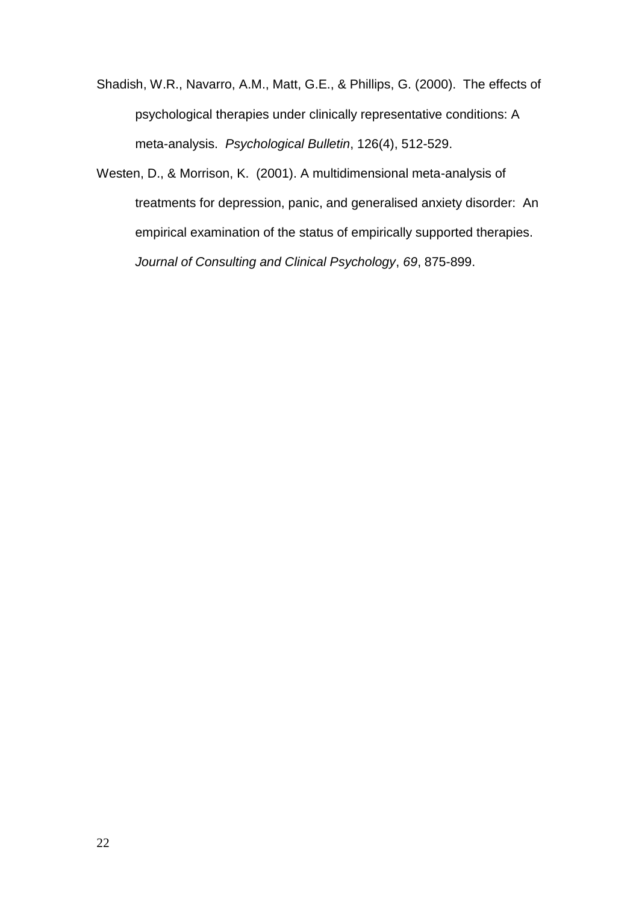Shadish, W.R., Navarro, A.M., Matt, G.E., & Phillips, G. (2000). The effects of psychological therapies under clinically representative conditions: A meta-analysis. *Psychological Bulletin*, 126(4), 512-529.

Westen, D., & Morrison, K. (2001). A multidimensional meta-analysis of treatments for depression, panic, and generalised anxiety disorder: An empirical examination of the status of empirically supported therapies. *Journal of Consulting and Clinical Psychology*, *69*, 875-899.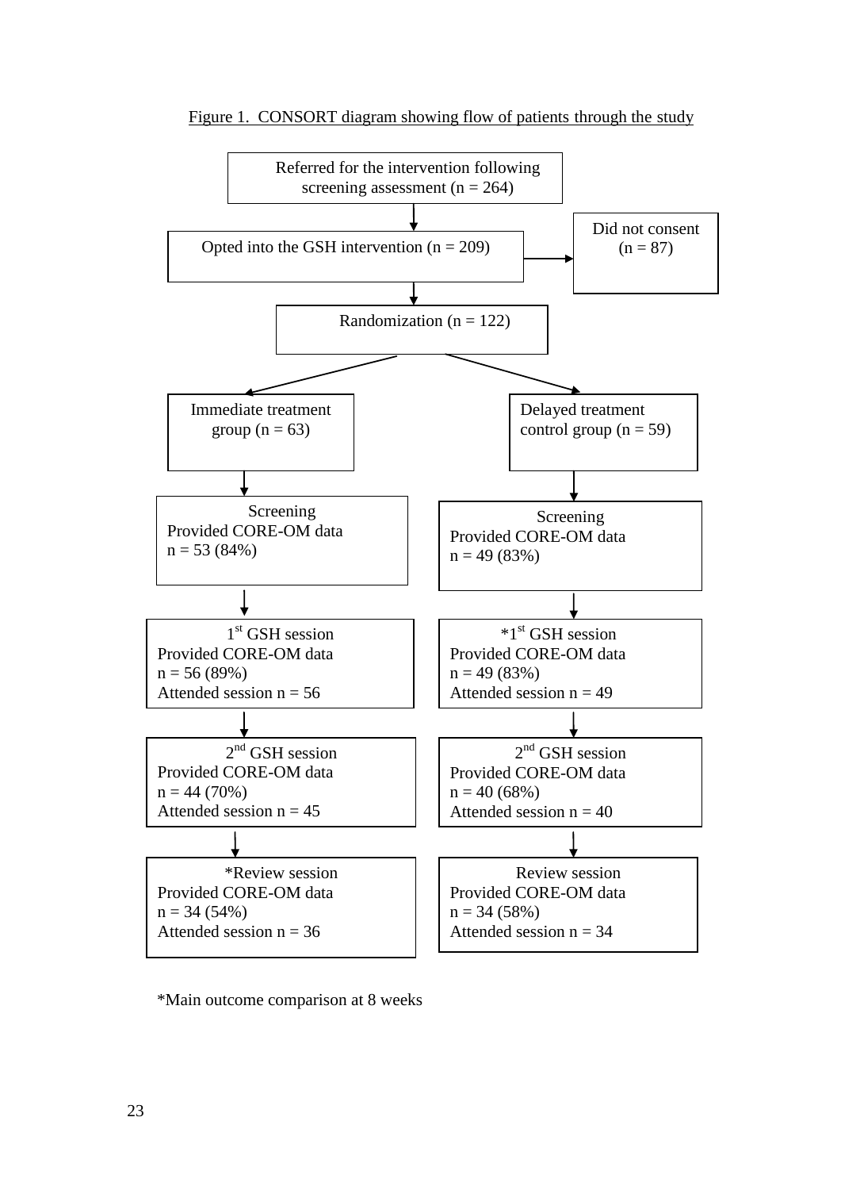Figure 1. CONSORT diagram showing flow of patients through the study

Referred for the intervention following screening assessment (n = 264)

Opted into the GSH intervention (n = 209)

Did not consent (n = 87)

Randomization (n = 122)

| Immediate treatment group (n = 63) | Delayed treatment control group (n = 59) |
|---|---|
| Screening<br>Provided CORE-OM data<br>n = 53 (84%) | Screening<br>Provided CORE-OM data<br>n = 49 (83%) |
| 1st GSH session<br>Provided CORE-OM data<br>n = 56 (89%)<br>Attended session n = 56 | *1st GSH session<br>Provided CORE-OM data<br>n = 49 (83%)<br>Attended session n = 49 |
| 2nd GSH session<br>Provided CORE-OM data<br>n = 44 (70%)<br>Attended session n = 45 | 2nd GSH session<br>Provided CORE-OM data<br>n = 40 (68%)<br>Attended session n = 40 |
| *Review session<br>Provided CORE-OM data<br>n = 34 (54%)<br>Attended session n = 36 | Review session<br>Provided CORE-OM data<br>n = 34 (58%)<br>Attended session n = 34 |

*Main outcome comparison at 8 weeks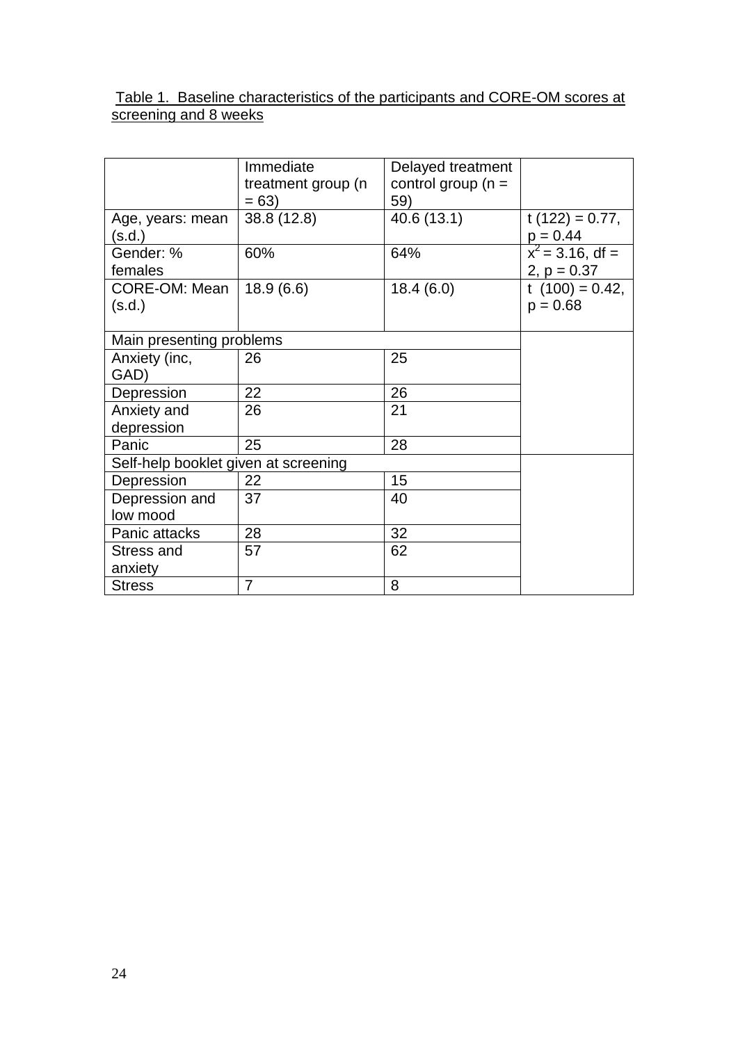Table 1. Baseline characteristics of the participants and CORE-OM scores at screening and 8 weeks

| | Immediate treatment group (n = 63) | Delayed treatment control group (n = 59) | |
|---|---|---|---|
| Age, years: mean (s.d.) | 38.8 (12.8) | 40.6 (13.1) | t (122) = 0.77, p = 0.44 |
| Gender: % females | 60% | 64% | $x^2$ = 3.16, df = 2, p = 0.37 |
| CORE-OM: Mean (s.d.) | 18.9 (6.6) | 18.4 (6.0) | t (100) = 0.42, p = 0.68 |
| Main presenting problems | | | |
| Anxiety (inc, GAD) | 26 | 25 | |
| Depression | 22 | 26 | |
| Anxiety and depression | 26 | 21 | |
| Panic | 25 | 28 | |
| Self-help booklet given at screening | | | |
| Depression | 22 | 15 | |
| Depression and low mood | 37 | 40 | |
| Panic attacks | 28 | 32 | |
| Stress and anxiety | 57 | 62 | |
| Stress | 7 | 8 | |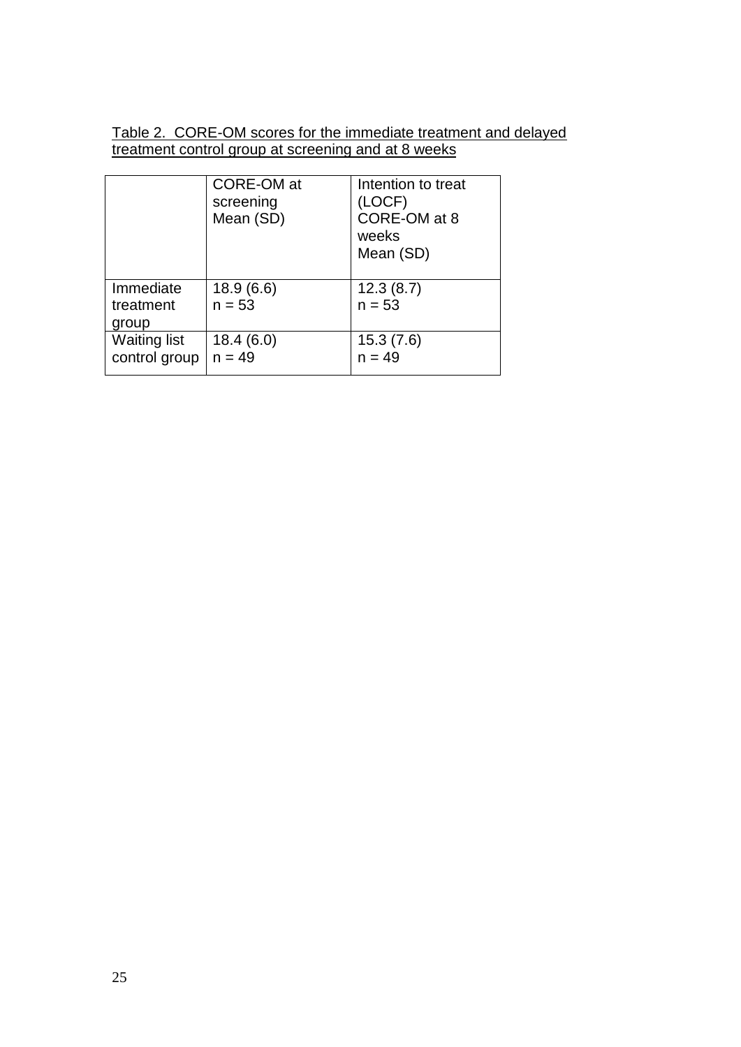Table 2. CORE-OM scores for the immediate treatment and delayed treatment control group at screening and at 8 weeks

| | CORE-OM at screening Mean (SD) | Intention to treat (LOCF) CORE-OM at 8 weeks Mean (SD) |
|---|---|---|
| Immediate treatment group | 18.9 (6.6) n = 53 | 12.3 (8.7) n = 53 |
| Waiting list control group | 18.4 (6.0) n = 49 | 15.3 (7.6) n = 49 |